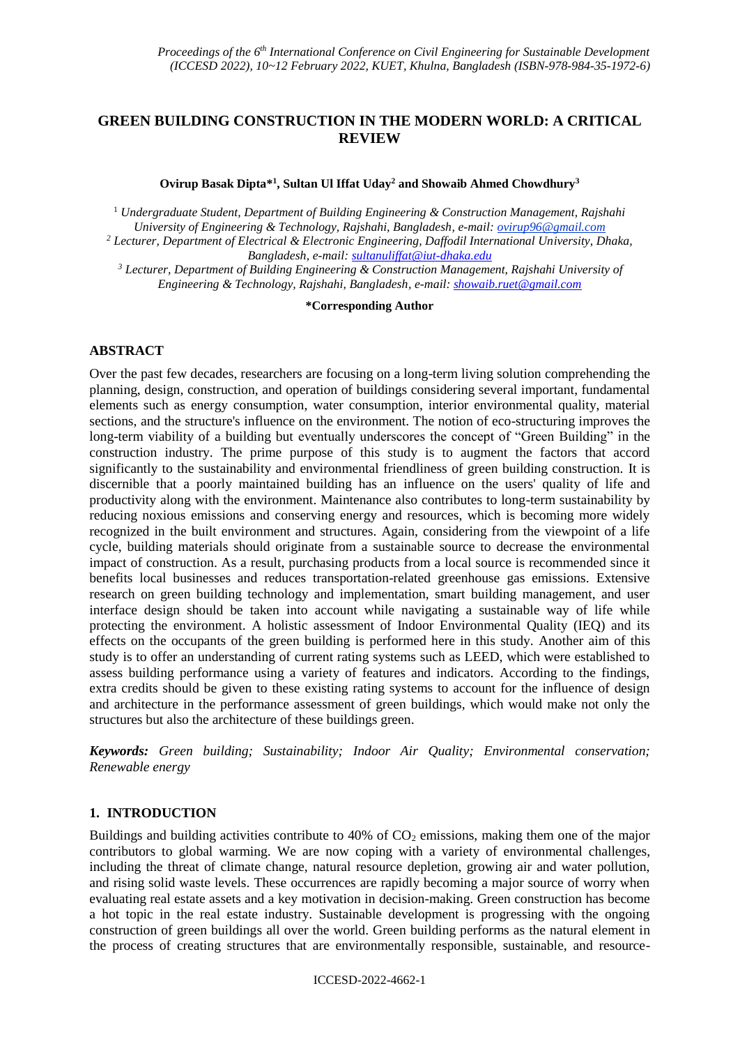# GREEN BUILDING CONSTRUCTION IN THE MODERN WORLD: A CRITICAL REVIEW

**Ovirup Basak Dipta*[1], Sultan Ul Iffat Uday[2] and Showaib Ahmed Chowdhury[3]**

[1] *Undergraduate Student, Department of Building Engineering & Construction Management, Rajshahi University of Engineering & Technology, Rajshahi, Bangladesh, e-mail: ovirup96@gmail.com*

[2] *Lecturer, Department of Electrical & Electronic Engineering, Daffodil International University, Dhaka, Bangladesh, e-mail: sultanuliffat@iut-dhaka.edu*

[3] *Lecturer, Department of Building Engineering & Construction Management, Rajshahi University of Engineering & Technology, Rajshahi, Bangladesh, e-mail: showaib.ruet@gmail.com*

**\*Corresponding Author**

## ABSTRACT

Over the past few decades, researchers are focusing on a long-term living solution comprehending the planning, design, construction, and operation of buildings considering several important, fundamental elements such as energy consumption, water consumption, interior environmental quality, material sections, and the structure's influence on the environment. The notion of eco-structuring improves the long-term viability of a building but eventually underscores the concept of "Green Building" in the construction industry. The prime purpose of this study is to augment the factors that accord significantly to the sustainability and environmental friendliness of green building construction. It is discernible that a poorly maintained building has an influence on the users' quality of life and productivity along with the environment. Maintenance also contributes to long-term sustainability by reducing noxious emissions and conserving energy and resources, which is becoming more widely recognized in the built environment and structures. Again, considering from the viewpoint of a life cycle, building materials should originate from a sustainable source to decrease the environmental impact of construction. As a result, purchasing products from a local source is recommended since it benefits local businesses and reduces transportation-related greenhouse gas emissions. Extensive research on green building technology and implementation, smart building management, and user interface design should be taken into account while navigating a sustainable way of life while protecting the environment. A holistic assessment of Indoor Environmental Quality (IEQ) and its effects on the occupants of the green building is performed here in this study. Another aim of this study is to offer an understanding of current rating systems such as LEED, which were established to assess building performance using a variety of features and indicators. According to the findings, extra credits should be given to these existing rating systems to account for the influence of design and architecture in the performance assessment of green buildings, which would make not only the structures but also the architecture of these buildings green.

***Keywords:*** *Green building; Sustainability; Indoor Air Quality; Environmental conservation; Renewable energy*

## 1. INTRODUCTION

Buildings and building activities contribute to 40% of $CO_2$ emissions, making them one of the major contributors to global warming. We are now coping with a variety of environmental challenges, including the threat of climate change, natural resource depletion, growing air and water pollution, and rising solid waste levels. These occurrences are rapidly becoming a major source of worry when evaluating real estate assets and a key motivation in decision-making. Green construction has become a hot topic in the real estate industry. Sustainable development is progressing with the ongoing construction of green buildings all over the world. Green building performs as the natural element in the process of creating structures that are environmentally responsible, sustainable, and resource-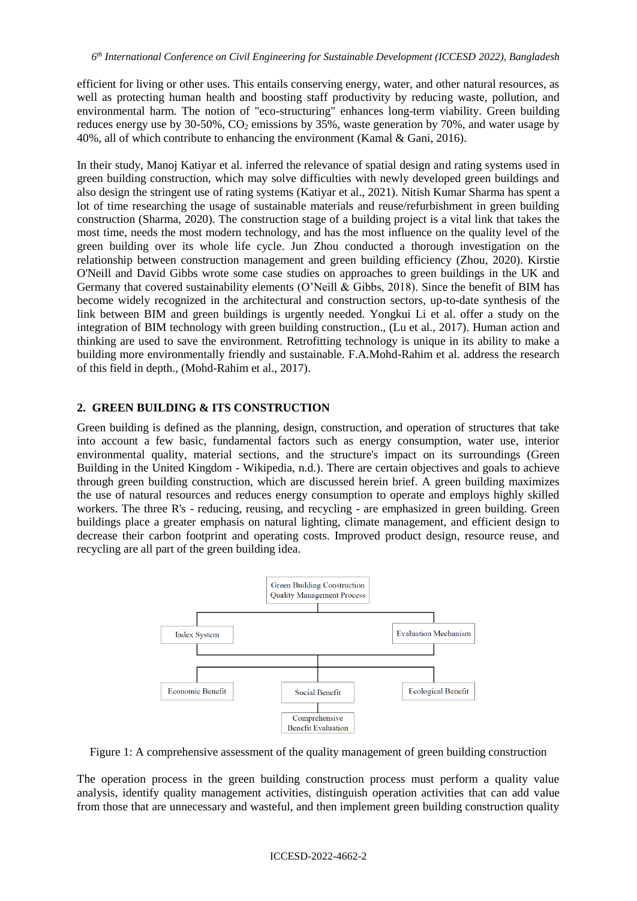efficient for living or other uses. This entails conserving energy, water, and other natural resources, as well as protecting human health and boosting staff productivity by reducing waste, pollution, and environmental harm. The notion of "eco-structuring" enhances long-term viability. Green building reduces energy use by 30-50%, $CO_2$ emissions by 35%, waste generation by 70%, and water usage by 40%, all of which contribute to enhancing the environment (Kamal & Gani, 2016).

In their study, Manoj Katiyar et al. inferred the relevance of spatial design and rating systems used in green building construction, which may solve difficulties with newly developed green buildings and also design the stringent use of rating systems (Katiyar et al., 2021). Nitish Kumar Sharma has spent a lot of time researching the usage of sustainable materials and reuse/refurbishment in green building construction (Sharma, 2020). The construction stage of a building project is a vital link that takes the most time, needs the most modern technology, and has the most influence on the quality level of the green building over its whole life cycle. Jun Zhou conducted a thorough investigation on the relationship between construction management and green building efficiency (Zhou, 2020). Kirstie O'Neill and David Gibbs wrote some case studies on approaches to green buildings in the UK and Germany that covered sustainability elements (O'Neill & Gibbs, 2018). Since the benefit of BIM has become widely recognized in the architectural and construction sectors, up-to-date synthesis of the link between BIM and green buildings is urgently needed. Yongkui Li et al. offer a study on the integration of BIM technology with green building construction., (Lu et al., 2017). Human action and thinking are used to save the environment. Retrofitting technology is unique in its ability to make a building more environmentally friendly and sustainable. F.A.Mohd-Rahim et al. address the research of this field in depth., (Mohd-Rahim et al., 2017).

## 2. GREEN BUILDING & ITS CONSTRUCTION

Green building is defined as the planning, design, construction, and operation of structures that take into account a few basic, fundamental factors such as energy consumption, water use, interior environmental quality, material sections, and the structure's impact on its surroundings (Green Building in the United Kingdom - Wikipedia, n.d.). There are certain objectives and goals to achieve through green building construction, which are discussed herein brief. A green building maximizes the use of natural resources and reduces energy consumption to operate and employs highly skilled workers. The three R's - reducing, reusing, and recycling - are emphasized in green building. Green buildings place a greater emphasis on natural lighting, climate management, and efficient design to decrease their carbon footprint and operating costs. Improved product design, resource reuse, and recycling are all part of the green building idea.

Green Building Construction Quality Management Process

Index System | Evaluation Mechanism

Economic Benefit | Social Benefit | Ecological Benefit

Comprehensive Benefit Evaluation

Figure 1: A comprehensive assessment of the quality management of green building construction

The operation process in the green building construction process must perform a quality value analysis, identify quality management activities, distinguish operation activities that can add value from those that are unnecessary and wasteful, and then implement green building construction quality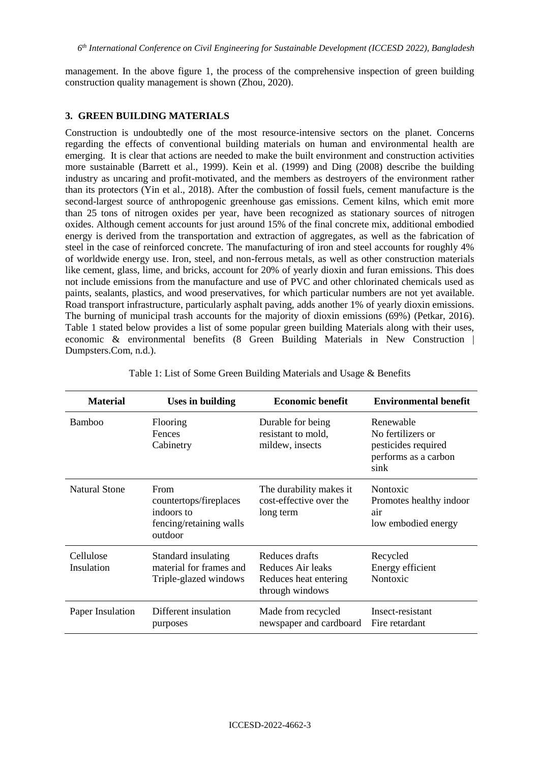management. In the above figure 1, the process of the comprehensive inspection of green building construction quality management is shown (Zhou, 2020).

## 3. GREEN BUILDING MATERIALS

Construction is undoubtedly one of the most resource-intensive sectors on the planet. Concerns regarding the effects of conventional building materials on human and environmental health are emerging. It is clear that actions are needed to make the built environment and construction activities more sustainable (Barrett et al., 1999). Kein et al. (1999) and Ding (2008) describe the building industry as uncaring and profit-motivated, and the members as destroyers of the environment rather than its protectors (Yin et al., 2018). After the combustion of fossil fuels, cement manufacture is the second-largest source of anthropogenic greenhouse gas emissions. Cement kilns, which emit more than 25 tons of nitrogen oxides per year, have been recognized as stationary sources of nitrogen oxides. Although cement accounts for just around 15% of the final concrete mix, additional embodied energy is derived from the transportation and extraction of aggregates, as well as the fabrication of steel in the case of reinforced concrete. The manufacturing of iron and steel accounts for roughly 4% of worldwide energy use. Iron, steel, and non-ferrous metals, as well as other construction materials like cement, glass, lime, and bricks, account for 20% of yearly dioxin and furan emissions. This does not include emissions from the manufacture and use of PVC and other chlorinated chemicals used as paints, sealants, plastics, and wood preservatives, for which particular numbers are not yet available. Road transport infrastructure, particularly asphalt paving, adds another 1% of yearly dioxin emissions. The burning of municipal trash accounts for the majority of dioxin emissions (69%) (Petkar, 2016). Table 1 stated below provides a list of some popular green building Materials along with their uses, economic & environmental benefits (8 Green Building Materials in New Construction | Dumpsters.Com, n.d.).

Table 1: List of Some Green Building Materials and Usage & Benefits

| Material | Uses in building | Economic benefit | Environmental benefit |
|---|---|---|---|
| Bamboo | Flooring<br>Fences<br>Cabinetry | Durable for being resistant to mold, mildew, insects | Renewable<br>No fertilizers or pesticides required<br>performs as a carbon sink |
| Natural Stone | From countertops/fireplaces indoors to fencing/retaining walls outdoor | The durability makes it cost-effective over the long term | Nontoxic<br>Promotes healthy indoor air<br>low embodied energy |
| Cellulose Insulation | Standard insulating material for frames and Triple-glazed windows | Reduces drafts<br>Reduces Air leaks<br>Reduces heat entering through windows | Recycled<br>Energy efficient<br>Nontoxic |
| Paper Insulation | Different insulation purposes | Made from recycled newspaper and cardboard | Insect-resistant<br>Fire retardant |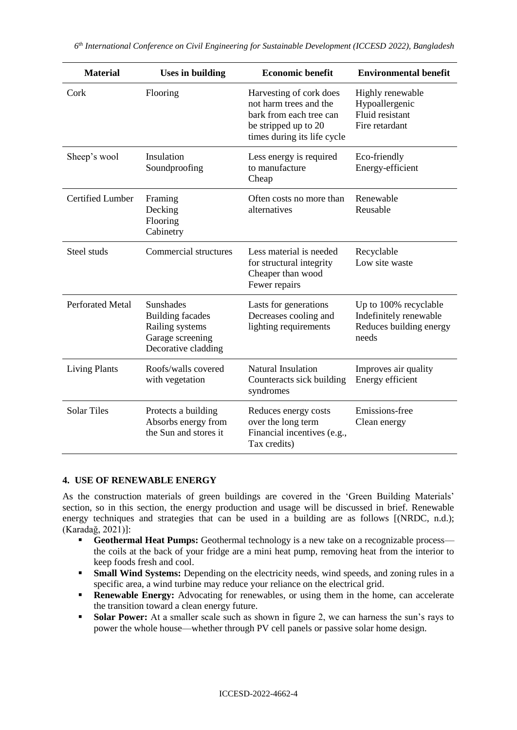| Material | Uses in building | Economic benefit | Environmental benefit |
| --- | --- | --- | --- |
| Cork | Flooring | Harvesting of cork does not harm trees and the bark from each tree can be stripped up to 20 times during its life cycle | Highly renewable<br>Hypoallergenic<br>Fluid resistant<br>Fire retardant |
| Sheep's wool | Insulation<br>Soundproofing | Less energy is required to manufacture<br>Cheap | Eco-friendly<br>Energy-efficient |
| Certified Lumber | Framing<br>Decking<br>Flooring<br>Cabinetry | Often costs no more than alternatives | Renewable<br>Reusable |
| Steel studs | Commercial structures | Less material is needed for structural integrity<br>Cheaper than wood<br>Fewer repairs | Recyclable<br>Low site waste |
| Perforated Metal | Sunshades<br>Building facades<br>Railing systems<br>Garage screening<br>Decorative cladding | Lasts for generations<br>Decreases cooling and lighting requirements | Up to 100% recyclable<br>Indefinitely renewable<br>Reduces building energy needs |
| Living Plants | Roofs/walls covered with vegetation | Natural Insulation<br>Counteracts sick building syndromes | Improves air quality<br>Energy efficient |
| Solar Tiles | Protects a building<br>Absorbs energy from the Sun and stores it | Reduces energy costs over the long term<br>Financial incentives (e.g., Tax credits) | Emissions-free<br>Clean energy |

## 4. USE OF RENEWABLE ENERGY

As the construction materials of green buildings are covered in the 'Green Building Materials' section, so in this section, the energy production and usage will be discussed in brief. Renewable energy techniques and strategies that can be used in a building are as follows [(NRDC, n.d.); (Karadağ, 2021)]:

- **Geothermal Heat Pumps:** Geothermal technology is a new take on a recognizable process—the coils at the back of your fridge are a mini heat pump, removing heat from the interior to keep foods fresh and cool.
- **Small Wind Systems:** Depending on the electricity needs, wind speeds, and zoning rules in a specific area, a wind turbine may reduce your reliance on the electrical grid.
- **Renewable Energy:** Advocating for renewables, or using them in the home, can accelerate the transition toward a clean energy future.
- **Solar Power:** At a smaller scale such as shown in figure 2, we can harness the sun's rays to power the whole house—whether through PV cell panels or passive solar home design.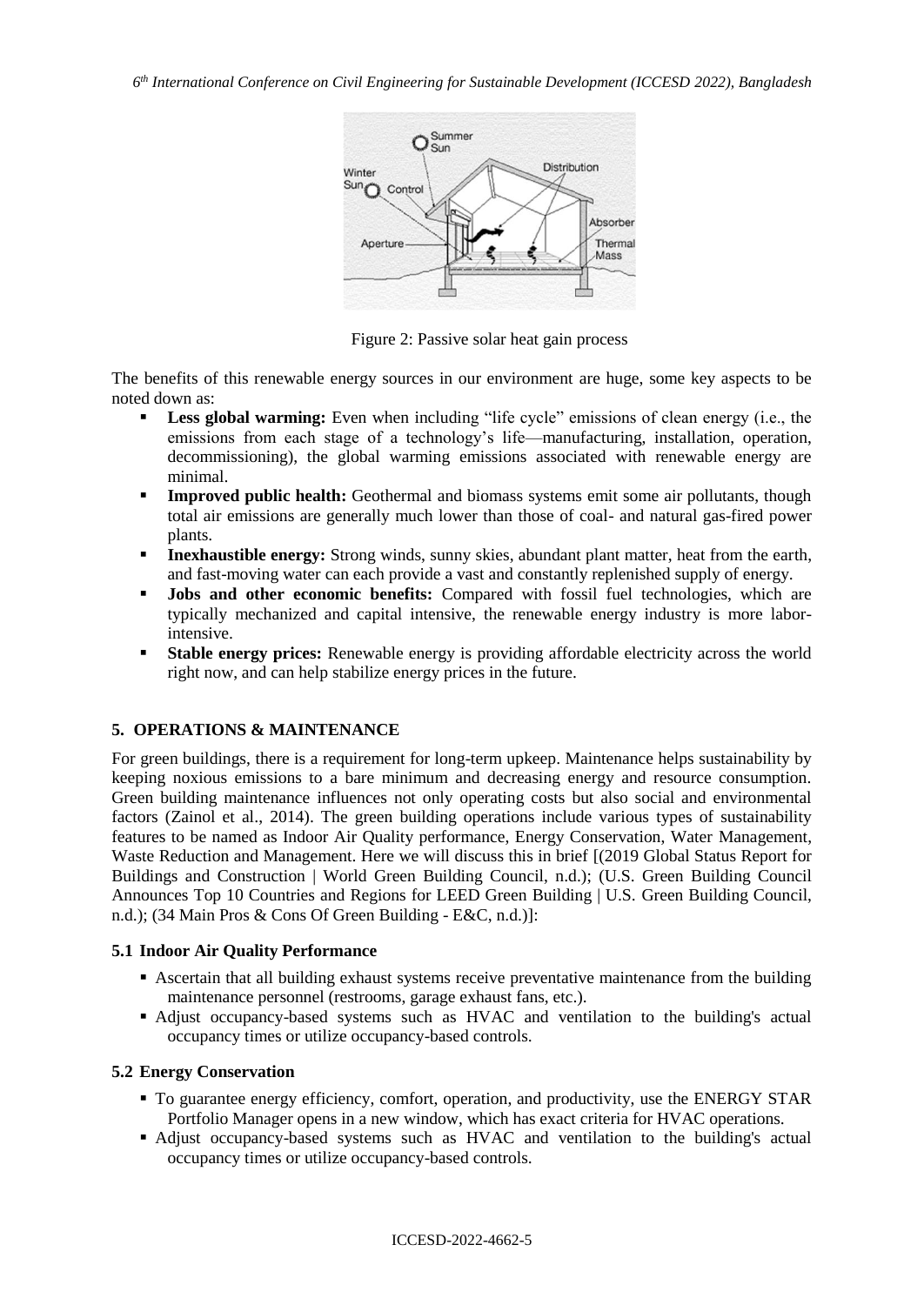Figure 2: Passive solar heat gain process

The benefits of this renewable energy sources in our environment are huge, some key aspects to be noted down as:

- **Less global warming:** Even when including "life cycle" emissions of clean energy (i.e., the emissions from each stage of a technology's life—manufacturing, installation, operation, decommissioning), the global warming emissions associated with renewable energy are minimal.
- **Improved public health:** Geothermal and biomass systems emit some air pollutants, though total air emissions are generally much lower than those of coal- and natural gas-fired power plants.
- **Inexhaustible energy:** Strong winds, sunny skies, abundant plant matter, heat from the earth, and fast-moving water can each provide a vast and constantly replenished supply of energy.
- **Jobs and other economic benefits:** Compared with fossil fuel technologies, which are typically mechanized and capital intensive, the renewable energy industry is more labor-intensive.
- **Stable energy prices:** Renewable energy is providing affordable electricity across the world right now, and can help stabilize energy prices in the future.

## 5. OPERATIONS & MAINTENANCE

For green buildings, there is a requirement for long-term upkeep. Maintenance helps sustainability by keeping noxious emissions to a bare minimum and decreasing energy and resource consumption. Green building maintenance influences not only operating costs but also social and environmental factors (Zainol et al., 2014). The green building operations include various types of sustainability features to be named as Indoor Air Quality performance, Energy Conservation, Water Management, Waste Reduction and Management. Here we will discuss this in brief [(2019 Global Status Report for Buildings and Construction | World Green Building Council, n.d.); (U.S. Green Building Council Announces Top 10 Countries and Regions for LEED Green Building | U.S. Green Building Council, n.d.); (34 Main Pros & Cons Of Green Building - E&C, n.d.)]:

### 5.1 Indoor Air Quality Performance

- Ascertain that all building exhaust systems receive preventative maintenance from the building maintenance personnel (restrooms, garage exhaust fans, etc.).
- Adjust occupancy-based systems such as HVAC and ventilation to the building's actual occupancy times or utilize occupancy-based controls.

### 5.2 Energy Conservation

- To guarantee energy efficiency, comfort, operation, and productivity, use the ENERGY STAR Portfolio Manager opens in a new window, which has exact criteria for HVAC operations.
- Adjust occupancy-based systems such as HVAC and ventilation to the building's actual occupancy times or utilize occupancy-based controls.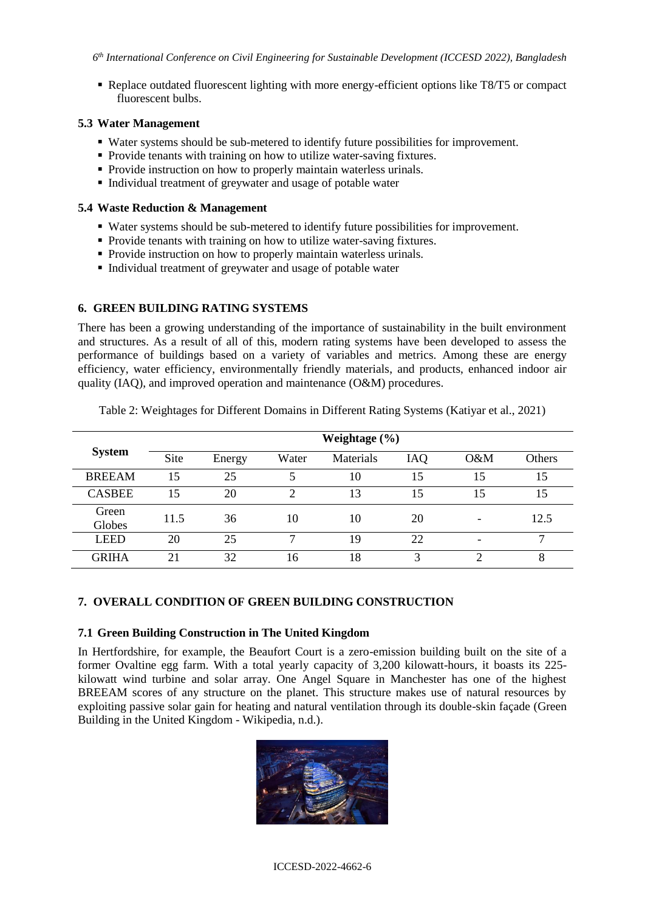- Replace outdated fluorescent lighting with more energy-efficient options like T8/T5 or compact fluorescent bulbs.

### 5.3 Water Management

- Water systems should be sub-metered to identify future possibilities for improvement.
- Provide tenants with training on how to utilize water-saving fixtures.
- Provide instruction on how to properly maintain waterless urinals.
- Individual treatment of greywater and usage of potable water

### 5.4 Waste Reduction & Management

- Water systems should be sub-metered to identify future possibilities for improvement.
- Provide tenants with training on how to utilize water-saving fixtures.
- Provide instruction on how to properly maintain waterless urinals.
- Individual treatment of greywater and usage of potable water

## 6. GREEN BUILDING RATING SYSTEMS

There has been a growing understanding of the importance of sustainability in the built environment and structures. As a result of all of this, modern rating systems have been developed to assess the performance of buildings based on a variety of variables and metrics. Among these are energy efficiency, water efficiency, environmentally friendly materials, and products, enhanced indoor air quality (IAQ), and improved operation and maintenance (O&M) procedures.

Table 2: Weightages for Different Domains in Different Rating Systems (Katiyar et al., 2021)

| System | Weightage (%) | | | | | | |
|---|---|---|---|---|---|---|---|
| | Site | Energy | Water | Materials | IAQ | O&M | Others |
| BREEAM | 15 | 25 | 5 | 10 | 15 | 15 | 15 |
| CASBEE | 15 | 20 | 2 | 13 | 15 | 15 | 15 |
| Green Globes | 11.5 | 36 | 10 | 10 | 20 | - | 12.5 |
| LEED | 20 | 25 | 7 | 19 | 22 | - | 7 |
| GRIHA | 21 | 32 | 16 | 18 | 3 | 2 | 8 |

## 7. OVERALL CONDITION OF GREEN BUILDING CONSTRUCTION

### 7.1 Green Building Construction in The United Kingdom

In Hertfordshire, for example, the Beaufort Court is a zero-emission building built on the site of a former Ovaltine egg farm. With a total yearly capacity of 3,200 kilowatt-hours, it boasts its 225-kilowatt wind turbine and solar array. One Angel Square in Manchester has one of the highest BREEAM scores of any structure on the planet. This structure makes use of natural resources by exploiting passive solar gain for heating and natural ventilation through its double-skin façade (Green Building in the United Kingdom - Wikipedia, n.d.).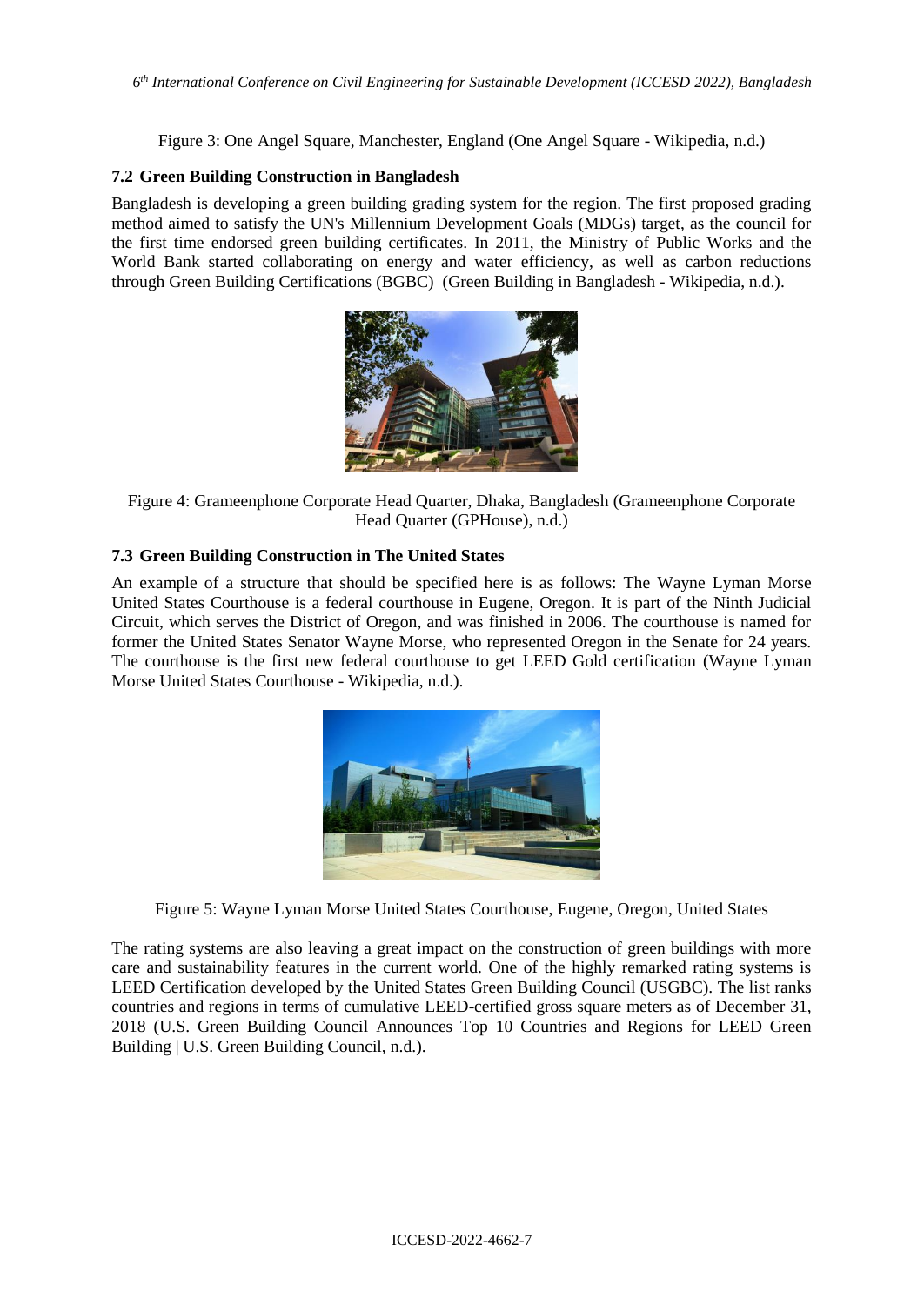Figure 3: One Angel Square, Manchester, England (One Angel Square - Wikipedia, n.d.)

### 7.2 Green Building Construction in Bangladesh

Bangladesh is developing a green building grading system for the region. The first proposed grading method aimed to satisfy the UN's Millennium Development Goals (MDGs) target, as the council for the first time endorsed green building certificates. In 2011, the Ministry of Public Works and the World Bank started collaborating on energy and water efficiency, as well as carbon reductions through Green Building Certifications (BGBC) (Green Building in Bangladesh - Wikipedia, n.d.).

Figure 4: Grameenphone Corporate Head Quarter, Dhaka, Bangladesh (Grameenphone Corporate Head Quarter (GPHouse), n.d.)

### 7.3 Green Building Construction in The United States

An example of a structure that should be specified here is as follows: The Wayne Lyman Morse United States Courthouse is a federal courthouse in Eugene, Oregon. It is part of the Ninth Judicial Circuit, which serves the District of Oregon, and was finished in 2006. The courthouse is named for former the United States Senator Wayne Morse, who represented Oregon in the Senate for 24 years. The courthouse is the first new federal courthouse to get LEED Gold certification (Wayne Lyman Morse United States Courthouse - Wikipedia, n.d.).

Figure 5: Wayne Lyman Morse United States Courthouse, Eugene, Oregon, United States

The rating systems are also leaving a great impact on the construction of green buildings with more care and sustainability features in the current world. One of the highly remarked rating systems is LEED Certification developed by the United States Green Building Council (USGBC). The list ranks countries and regions in terms of cumulative LEED-certified gross square meters as of December 31, 2018 (U.S. Green Building Council Announces Top 10 Countries and Regions for LEED Green Building | U.S. Green Building Council, n.d.).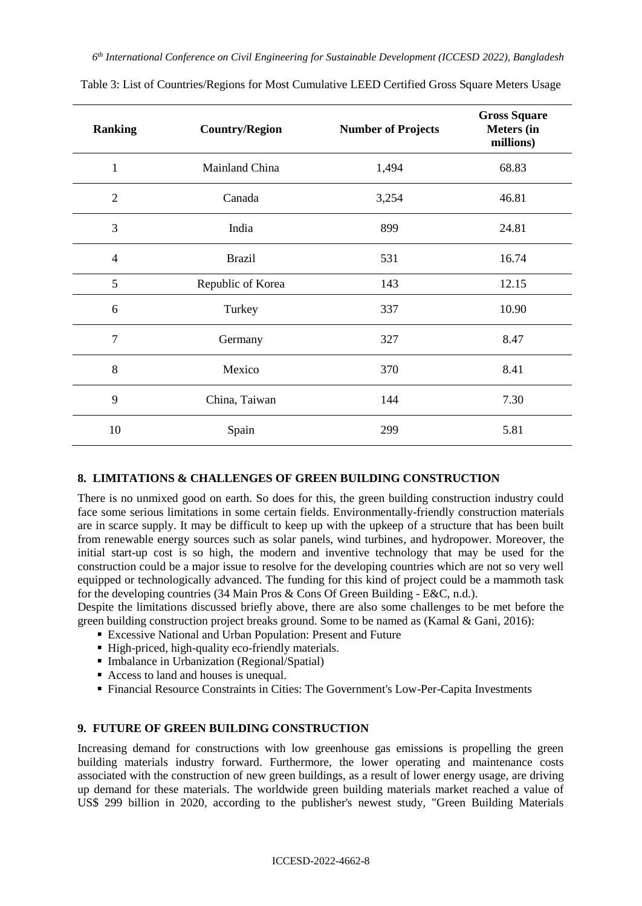Table 3: List of Countries/Regions for Most Cumulative LEED Certified Gross Square Meters Usage

| Ranking | Country/Region | Number of Projects | Gross Square Meters (in millions) |
|---|---|---|---|
| 1 | Mainland China | 1,494 | 68.83 |
| 2 | Canada | 3,254 | 46.81 |
| 3 | India | 899 | 24.81 |
| 4 | Brazil | 531 | 16.74 |
| 5 | Republic of Korea | 143 | 12.15 |
| 6 | Turkey | 337 | 10.90 |
| 7 | Germany | 327 | 8.47 |
| 8 | Mexico | 370 | 8.41 |
| 9 | China, Taiwan | 144 | 7.30 |
| 10 | Spain | 299 | 5.81 |

## 8. LIMITATIONS & CHALLENGES OF GREEN BUILDING CONSTRUCTION

There is no unmixed good on earth. So does for this, the green building construction industry could face some serious limitations in some certain fields. Environmentally-friendly construction materials are in scarce supply. It may be difficult to keep up with the upkeep of a structure that has been built from renewable energy sources such as solar panels, wind turbines, and hydropower. Moreover, the initial start-up cost is so high, the modern and inventive technology that may be used for the construction could be a major issue to resolve for the developing countries which are not so very well equipped or technologically advanced. The funding for this kind of project could be a mammoth task for the developing countries (34 Main Pros & Cons Of Green Building - E&C, n.d.).

Despite the limitations discussed briefly above, there are also some challenges to be met before the green building construction project breaks ground. Some to be named as (Kamal & Gani, 2016):

- Excessive National and Urban Population: Present and Future
- High-priced, high-quality eco-friendly materials.
- Imbalance in Urbanization (Regional/Spatial)
- Access to land and houses is unequal.
- Financial Resource Constraints in Cities: The Government's Low-Per-Capita Investments

## 9. FUTURE OF GREEN BUILDING CONSTRUCTION

Increasing demand for constructions with low greenhouse gas emissions is propelling the green building materials industry forward. Furthermore, the lower operating and maintenance costs associated with the construction of new green buildings, as a result of lower energy usage, are driving up demand for these materials. The worldwide green building materials market reached a value of US$ 299 billion in 2020, according to the publisher's newest study, "Green Building Materials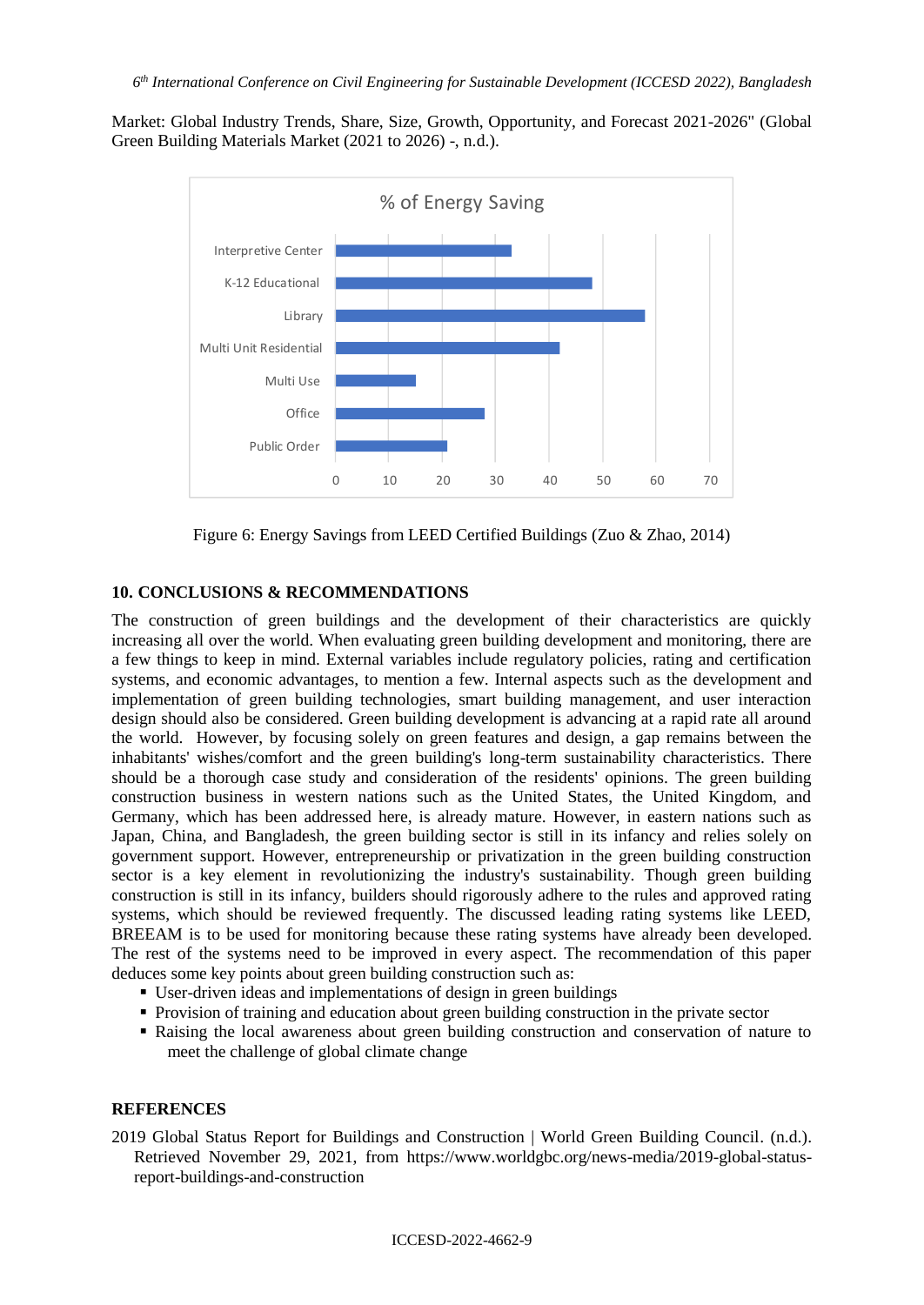Market: Global Industry Trends, Share, Size, Growth, Opportunity, and Forecast 2021-2026" (Global Green Building Materials Market (2021 to 2026) -, n.d.).

Figure 6: Energy Savings from LEED Certified Buildings (Zuo & Zhao, 2014)

## 10. CONCLUSIONS & RECOMMENDATIONS

The construction of green buildings and the development of their characteristics are quickly increasing all over the world. When evaluating green building development and monitoring, there are a few things to keep in mind. External variables include regulatory policies, rating and certification systems, and economic advantages, to mention a few. Internal aspects such as the development and implementation of green building technologies, smart building management, and user interaction design should also be considered. Green building development is advancing at a rapid rate all around the world. However, by focusing solely on green features and design, a gap remains between the inhabitants' wishes/comfort and the green building's long-term sustainability characteristics. There should be a thorough case study and consideration of the residents' opinions. The green building construction business in western nations such as the United States, the United Kingdom, and Germany, which has been addressed here, is already mature. However, in eastern nations such as Japan, China, and Bangladesh, the green building sector is still in its infancy and relies solely on government support. However, entrepreneurship or privatization in the green building construction sector is a key element in revolutionizing the industry's sustainability. Though green building construction is still in its infancy, builders should rigorously adhere to the rules and approved rating systems, which should be reviewed frequently. The discussed leading rating systems like LEED, BREEAM is to be used for monitoring because these rating systems have already been developed. The rest of the systems need to be improved in every aspect. The recommendation of this paper deduces some key points about green building construction such as:

- User-driven ideas and implementations of design in green buildings
- Provision of training and education about green building construction in the private sector
- Raising the local awareness about green building construction and conservation of nature to meet the challenge of global climate change

## REFERENCES

2019 Global Status Report for Buildings and Construction | World Green Building Council. (n.d.). Retrieved November 29, 2021, from https://www.worldgbc.org/news-media/2019-global-status-report-buildings-and-construction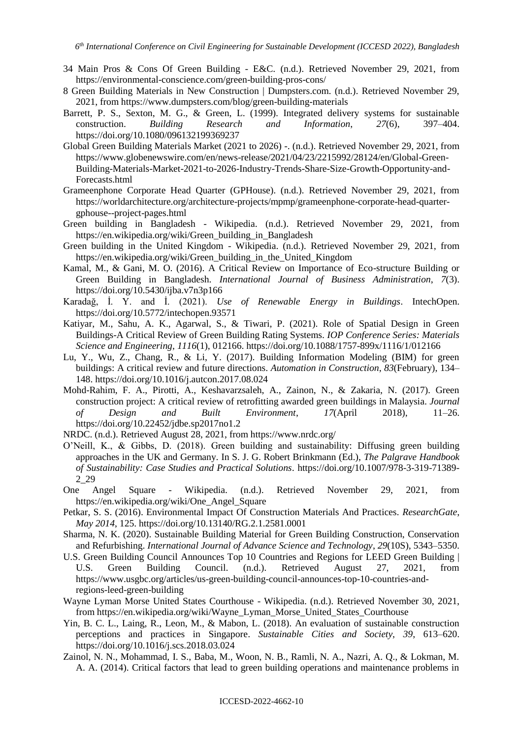34 Main Pros & Cons Of Green Building - E&C. (n.d.). Retrieved November 29, 2021, from https://environmental-conscience.com/green-building-pros-cons/

8 Green Building Materials in New Construction | Dumpsters.com. (n.d.). Retrieved November 29, 2021, from https://www.dumpsters.com/blog/green-building-materials

Barrett, P. S., Sexton, M. G., & Green, L. (1999). Integrated delivery systems for sustainable construction. *Building Research and Information*, *27*(6), 397–404. https://doi.org/10.1080/096132199369237

Global Green Building Materials Market (2021 to 2026) -. (n.d.). Retrieved November 29, 2021, from https://www.globenewswire.com/en/news-release/2021/04/23/2215992/28124/en/Global-Green-Building-Materials-Market-2021-to-2026-Industry-Trends-Share-Size-Growth-Opportunity-and-Forecasts.html

Grameenphone Corporate Head Quarter (GPHouse). (n.d.). Retrieved November 29, 2021, from https://worldarchitecture.org/architecture-projects/mpmp/grameenphone-corporate-head-quarter-gphouse--project-pages.html

Green building in Bangladesh - Wikipedia. (n.d.). Retrieved November 29, 2021, from https://en.wikipedia.org/wiki/Green_building_in_Bangladesh

Green building in the United Kingdom - Wikipedia. (n.d.). Retrieved November 29, 2021, from https://en.wikipedia.org/wiki/Green_building_in_the_United_Kingdom

Kamal, M., & Gani, M. O. (2016). A Critical Review on Importance of Eco-structure Building or Green Building in Bangladesh. *International Journal of Business Administration*, *7*(3). https://doi.org/10.5430/ijba.v7n3p166

Karadağ, İ. Y. and İ. (2021). *Use of Renewable Energy in Buildings*. IntechOpen. https://doi.org/10.5772/intechopen.93571

Katiyar, M., Sahu, A. K., Agarwal, S., & Tiwari, P. (2021). Role of Spatial Design in Green Buildings-A Critical Review of Green Building Rating Systems. *IOP Conference Series: Materials Science and Engineering*, *1116*(1), 012166. https://doi.org/10.1088/1757-899x/1116/1/012166

Lu, Y., Wu, Z., Chang, R., & Li, Y. (2017). Building Information Modeling (BIM) for green buildings: A critical review and future directions. *Automation in Construction*, *83*(February), 134–148. https://doi.org/10.1016/j.autcon.2017.08.024

Mohd-Rahim, F. A., Pirotti, A., Keshavarzsaleh, A., Zainon, N., & Zakaria, N. (2017). Green construction project: A critical review of retrofitting awarded green buildings in Malaysia. *Journal of Design and Built Environment*, *17*(April 2018), 11–26. https://doi.org/10.22452/jdbe.sp2017no1.2

NRDC. (n.d.). Retrieved August 28, 2021, from https://www.nrdc.org/

O'Neill, K., & Gibbs, D. (2018). Green building and sustainability: Diffusing green building approaches in the UK and Germany. In S. J. G. Robert Brinkmann (Ed.), *The Palgrave Handbook of Sustainability: Case Studies and Practical Solutions*. https://doi.org/10.1007/978-3-319-71389-2_29

One Angel Square - Wikipedia. (n.d.). Retrieved November 29, 2021, from https://en.wikipedia.org/wiki/One_Angel_Square

Petkar, S. S. (2016). Environmental Impact Of Construction Materials And Practices. *ResearchGate*, *May 2014*, 125. https://doi.org/10.13140/RG.2.1.2581.0001

Sharma, N. K. (2020). Sustainable Building Material for Green Building Construction, Conservation and Refurbishing. *International Journal of Advance Science and Technology*, *29*(10S), 5343–5350.

U.S. Green Building Council Announces Top 10 Countries and Regions for LEED Green Building | U.S. Green Building Council. (n.d.). Retrieved August 27, 2021, from https://www.usgbc.org/articles/us-green-building-council-announces-top-10-countries-and-regions-leed-green-building

Wayne Lyman Morse United States Courthouse - Wikipedia. (n.d.). Retrieved November 30, 2021, from https://en.wikipedia.org/wiki/Wayne_Lyman_Morse_United_States_Courthouse

Yin, B. C. L., Laing, R., Leon, M., & Mabon, L. (2018). An evaluation of sustainable construction perceptions and practices in Singapore. *Sustainable Cities and Society*, *39*, 613–620. https://doi.org/10.1016/j.scs.2018.03.024

Zainol, N. N., Mohammad, I. S., Baba, M., Woon, N. B., Ramli, N. A., Nazri, A. Q., & Lokman, M. A. A. (2014). Critical factors that lead to green building operations and maintenance problems in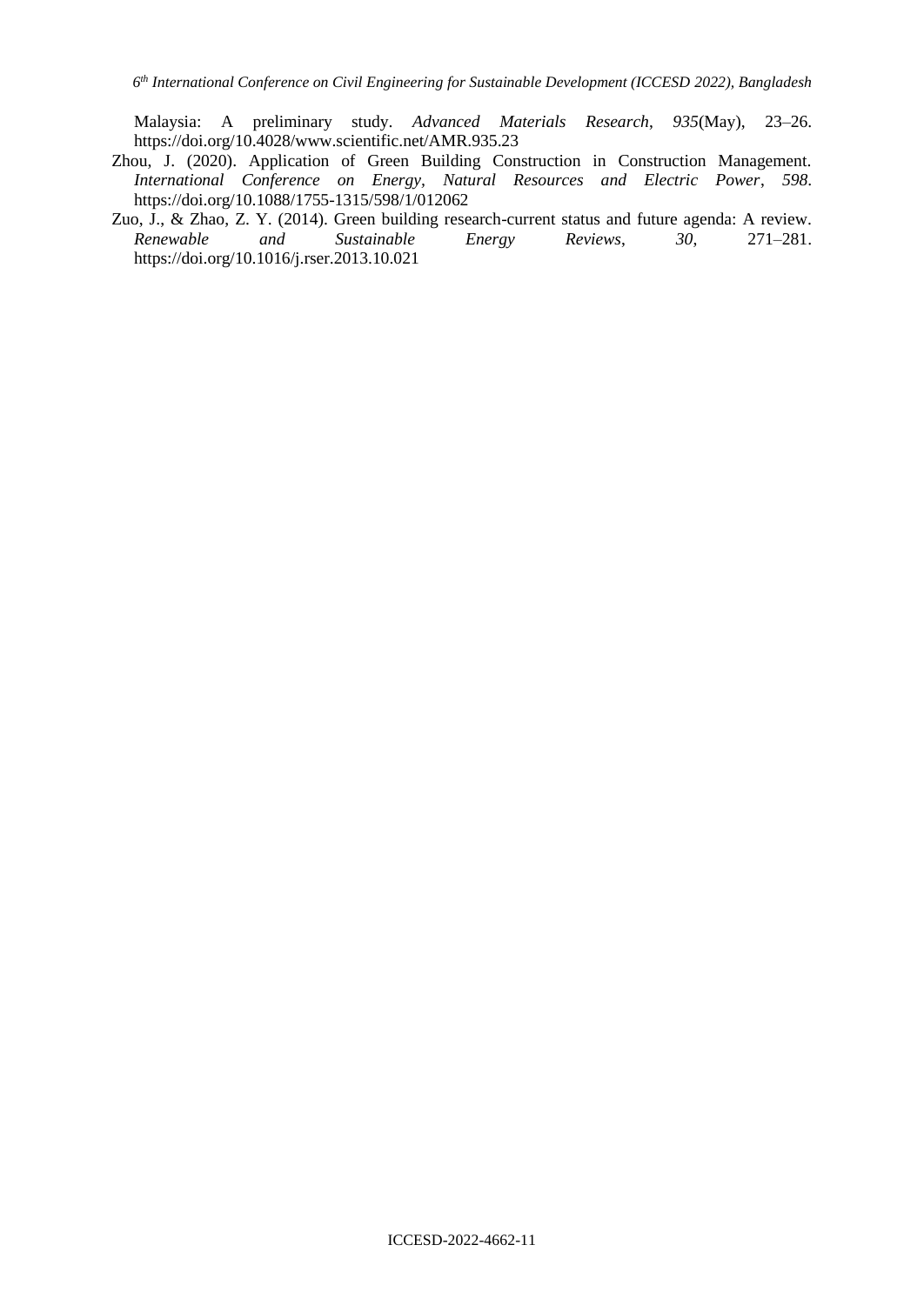Malaysia: A preliminary study. *Advanced Materials Research*, *935*(May), 23–26. https://doi.org/10.4028/www.scientific.net/AMR.935.23

Zhou, J. (2020). Application of Green Building Construction in Construction Management. *International Conference on Energy, Natural Resources and Electric Power*, *598*. https://doi.org/10.1088/1755-1315/598/1/012062

Zuo, J., & Zhao, Z. Y. (2014). Green building research-current status and future agenda: A review. *Renewable and Sustainable Energy Reviews*, *30*, 271–281. https://doi.org/10.1016/j.rser.2013.10.021